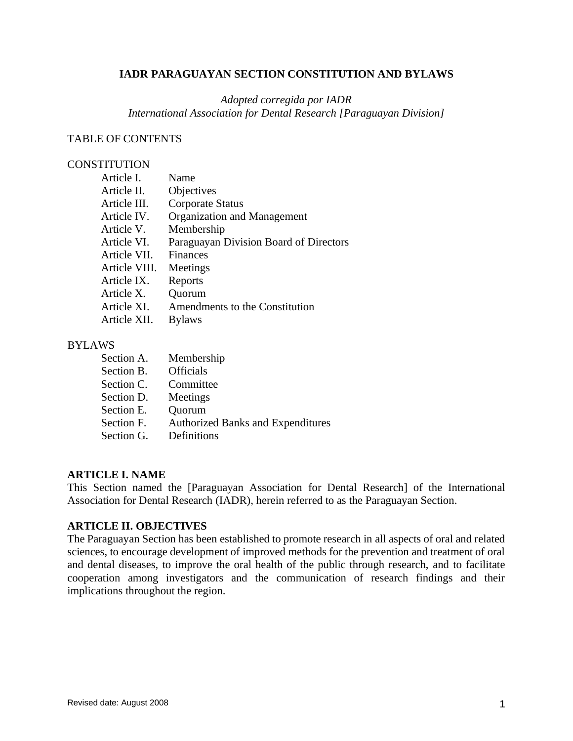# IADR PARAGUAYAN SECTION CONSTITUTION AND BYLAWS

*Adopted corregida por IADR*
*International Association for Dental Research [Paraguayan Division]*

TABLE OF CONTENTS

CONSTITUTION

| | |
|---|---|
| Article I. | Name |
| Article II. | Objectives |
| Article III. | Corporate Status |
| Article IV. | Organization and Management |
| Article V. | Membership |
| Article VI. | Paraguayan Division Board of Directors |
| Article VII. | Finances |
| Article VIII. | Meetings |
| Article IX. | Reports |
| Article X. | Quorum |
| Article XI. | Amendments to the Constitution |
| Article XII. | Bylaws |

BYLAWS

| | |
|---|---|
| Section A. | Membership |
| Section B. | Officials |
| Section C. | Committee |
| Section D. | Meetings |
| Section E. | Quorum |
| Section F. | Authorized Banks and Expenditures |
| Section G. | Definitions |

## ARTICLE I. NAME

This Section named the [Paraguayan Association for Dental Research] of the International Association for Dental Research (IADR), herein referred to as the Paraguayan Section.

## ARTICLE II. OBJECTIVES

The Paraguayan Section has been established to promote research in all aspects of oral and related sciences, to encourage development of improved methods for the prevention and treatment of oral and dental diseases, to improve the oral health of the public through research, and to facilitate cooperation among investigators and the communication of research findings and their implications throughout the region.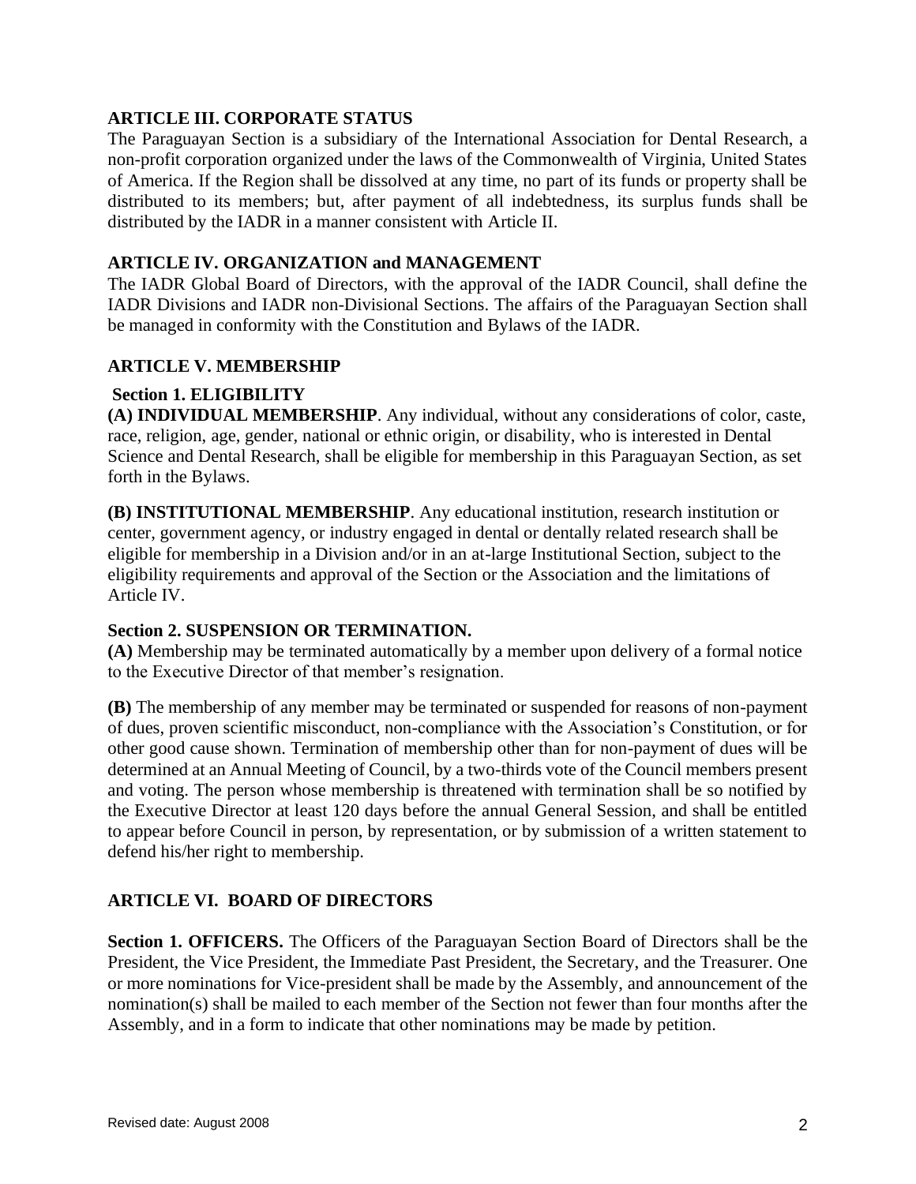## ARTICLE III. CORPORATE STATUS

The Paraguayan Section is a subsidiary of the International Association for Dental Research, a non-profit corporation organized under the laws of the Commonwealth of Virginia, United States of America. If the Region shall be dissolved at any time, no part of its funds or property shall be distributed to its members; but, after payment of all indebtedness, its surplus funds shall be distributed by the IADR in a manner consistent with Article II.

## ARTICLE IV. ORGANIZATION and MANAGEMENT

The IADR Global Board of Directors, with the approval of the IADR Council, shall define the IADR Divisions and IADR non-Divisional Sections. The affairs of the Paraguayan Section shall be managed in conformity with the Constitution and Bylaws of the IADR.

## ARTICLE V. MEMBERSHIP

### Section 1. ELIGIBILITY

**(A) INDIVIDUAL MEMBERSHIP**. Any individual, without any considerations of color, caste, race, religion, age, gender, national or ethnic origin, or disability, who is interested in Dental Science and Dental Research, shall be eligible for membership in this Paraguayan Section, as set forth in the Bylaws.

**(B) INSTITUTIONAL MEMBERSHIP**. Any educational institution, research institution or center, government agency, or industry engaged in dental or dentally related research shall be eligible for membership in a Division and/or in an at-large Institutional Section, subject to the eligibility requirements and approval of the Section or the Association and the limitations of Article IV.

### Section 2. SUSPENSION OR TERMINATION.

**(A)** Membership may be terminated automatically by a member upon delivery of a formal notice to the Executive Director of that member's resignation.

**(B)** The membership of any member may be terminated or suspended for reasons of non-payment of dues, proven scientific misconduct, non-compliance with the Association's Constitution, or for other good cause shown. Termination of membership other than for non-payment of dues will be determined at an Annual Meeting of Council, by a two-thirds vote of the Council members present and voting. The person whose membership is threatened with termination shall be so notified by the Executive Director at least 120 days before the annual General Session, and shall be entitled to appear before Council in person, by representation, or by submission of a written statement to defend his/her right to membership.

## ARTICLE VI. BOARD OF DIRECTORS

**Section 1. OFFICERS.** The Officers of the Paraguayan Section Board of Directors shall be the President, the Vice President, the Immediate Past President, the Secretary, and the Treasurer. One or more nominations for Vice-president shall be made by the Assembly, and announcement of the nomination(s) shall be mailed to each member of the Section not fewer than four months after the Assembly, and in a form to indicate that other nominations may be made by petition.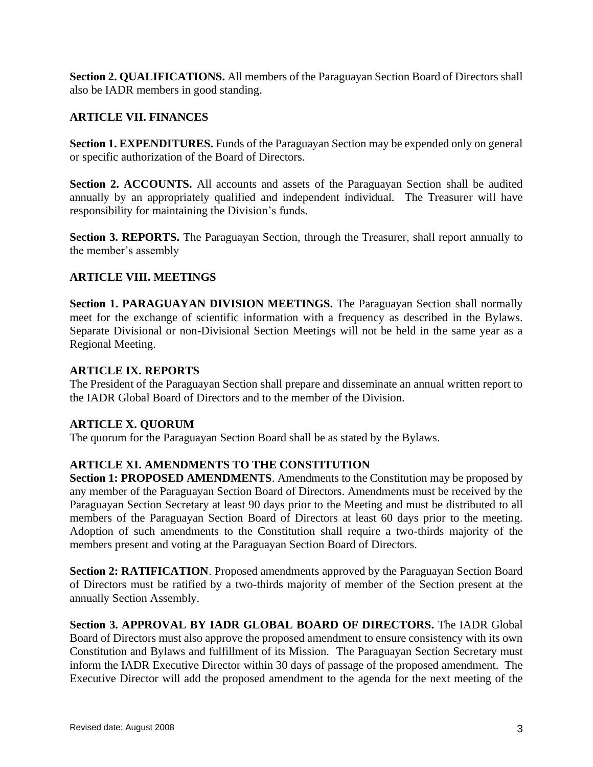**Section 2. QUALIFICATIONS.** All members of the Paraguayan Section Board of Directors shall also be IADR members in good standing.

## ARTICLE VII. FINANCES

**Section 1. EXPENDITURES.** Funds of the Paraguayan Section may be expended only on general or specific authorization of the Board of Directors.

**Section 2. ACCOUNTS.** All accounts and assets of the Paraguayan Section shall be audited annually by an appropriately qualified and independent individual. The Treasurer will have responsibility for maintaining the Division's funds.

**Section 3. REPORTS.** The Paraguayan Section, through the Treasurer, shall report annually to the member's assembly

## ARTICLE VIII. MEETINGS

**Section 1. PARAGUAYAN DIVISION MEETINGS.** The Paraguayan Section shall normally meet for the exchange of scientific information with a frequency as described in the Bylaws. Separate Divisional or non-Divisional Section Meetings will not be held in the same year as a Regional Meeting.

## ARTICLE IX. REPORTS

The President of the Paraguayan Section shall prepare and disseminate an annual written report to the IADR Global Board of Directors and to the member of the Division.

## ARTICLE X. QUORUM

The quorum for the Paraguayan Section Board shall be as stated by the Bylaws.

## ARTICLE XI. AMENDMENTS TO THE CONSTITUTION

**Section 1: PROPOSED AMENDMENTS**. Amendments to the Constitution may be proposed by any member of the Paraguayan Section Board of Directors. Amendments must be received by the Paraguayan Section Secretary at least 90 days prior to the Meeting and must be distributed to all members of the Paraguayan Section Board of Directors at least 60 days prior to the meeting. Adoption of such amendments to the Constitution shall require a two-thirds majority of the members present and voting at the Paraguayan Section Board of Directors.

**Section 2: RATIFICATION**. Proposed amendments approved by the Paraguayan Section Board of Directors must be ratified by a two-thirds majority of member of the Section present at the annually Section Assembly.

**Section 3. APPROVAL BY IADR GLOBAL BOARD OF DIRECTORS.** The IADR Global Board of Directors must also approve the proposed amendment to ensure consistency with its own Constitution and Bylaws and fulfillment of its Mission. The Paraguayan Section Secretary must inform the IADR Executive Director within 30 days of passage of the proposed amendment. The Executive Director will add the proposed amendment to the agenda for the next meeting of the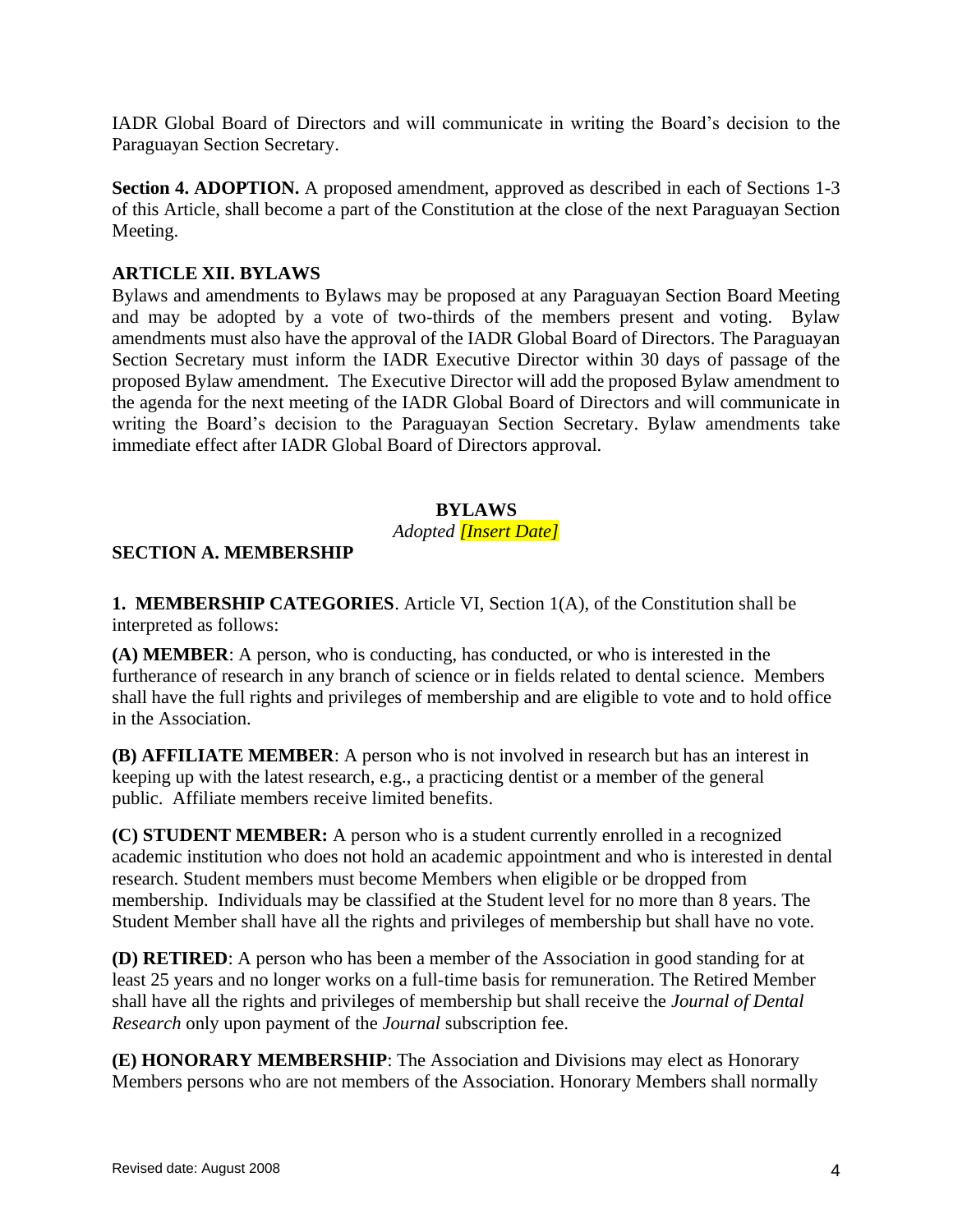IADR Global Board of Directors and will communicate in writing the Board's decision to the Paraguayan Section Secretary.

**Section 4. ADOPTION.** A proposed amendment, approved as described in each of Sections 1-3 of this Article, shall become a part of the Constitution at the close of the next Paraguayan Section Meeting.

## ARTICLE XII. BYLAWS

Bylaws and amendments to Bylaws may be proposed at any Paraguayan Section Board Meeting and may be adopted by a vote of two-thirds of the members present and voting. Bylaw amendments must also have the approval of the IADR Global Board of Directors. The Paraguayan Section Secretary must inform the IADR Executive Director within 30 days of passage of the proposed Bylaw amendment. The Executive Director will add the proposed Bylaw amendment to the agenda for the next meeting of the IADR Global Board of Directors and will communicate in writing the Board's decision to the Paraguayan Section Secretary. Bylaw amendments take immediate effect after IADR Global Board of Directors approval.

# BYLAWS

*Adopted [Insert Date]*

## SECTION A. MEMBERSHIP

**1. MEMBERSHIP CATEGORIES**. Article VI, Section 1(A), of the Constitution shall be interpreted as follows:

**(A) MEMBER**: A person, who is conducting, has conducted, or who is interested in the furtherance of research in any branch of science or in fields related to dental science. Members shall have the full rights and privileges of membership and are eligible to vote and to hold office in the Association.

**(B) AFFILIATE MEMBER**: A person who is not involved in research but has an interest in keeping up with the latest research, e.g., a practicing dentist or a member of the general public. Affiliate members receive limited benefits.

**(C) STUDENT MEMBER:** A person who is a student currently enrolled in a recognized academic institution who does not hold an academic appointment and who is interested in dental research. Student members must become Members when eligible or be dropped from membership. Individuals may be classified at the Student level for no more than 8 years. The Student Member shall have all the rights and privileges of membership but shall have no vote.

**(D) RETIRED**: A person who has been a member of the Association in good standing for at least 25 years and no longer works on a full-time basis for remuneration. The Retired Member shall have all the rights and privileges of membership but shall receive the *Journal of Dental Research* only upon payment of the *Journal* subscription fee.

**(E) HONORARY MEMBERSHIP**: The Association and Divisions may elect as Honorary Members persons who are not members of the Association. Honorary Members shall normally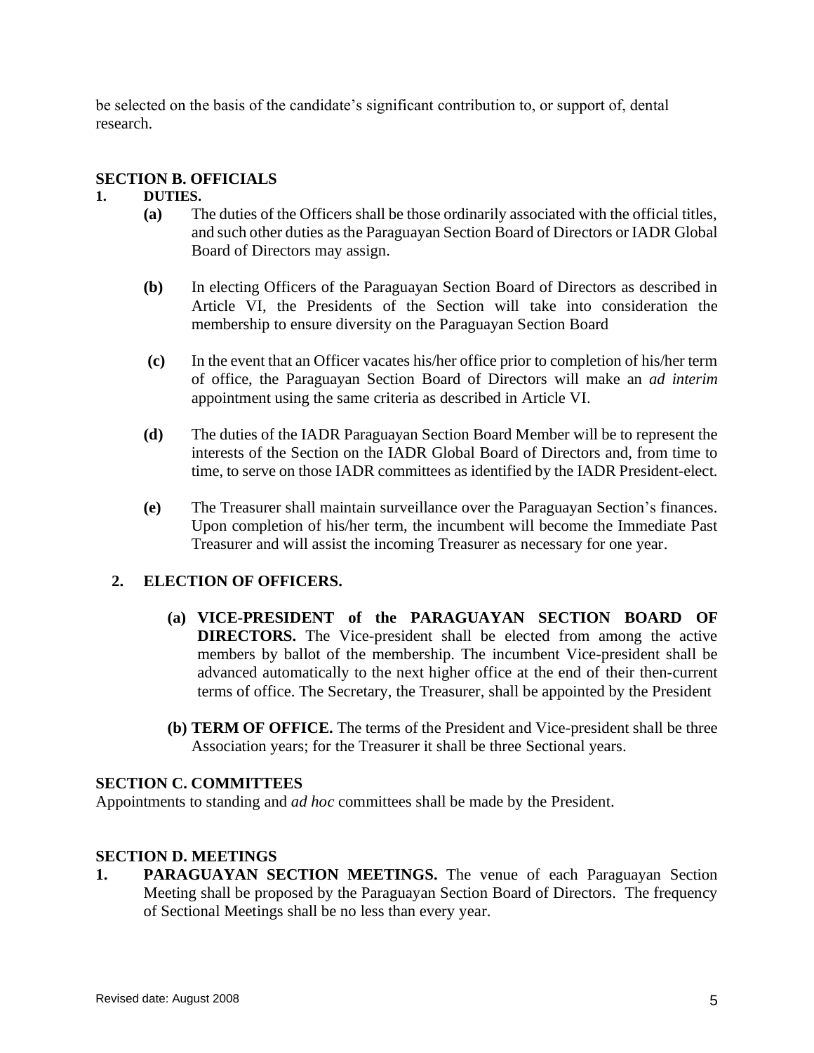be selected on the basis of the candidate's significant contribution to, or support of, dental research.

### SECTION B. OFFICIALS

**1. DUTIES.**

**(a)** The duties of the Officers shall be those ordinarily associated with the official titles, and such other duties as the Paraguayan Section Board of Directors or IADR Global Board of Directors may assign.

**(b)** In electing Officers of the Paraguayan Section Board of Directors as described in Article VI, the Presidents of the Section will take into consideration the membership to ensure diversity on the Paraguayan Section Board

**(c)** In the event that an Officer vacates his/her office prior to completion of his/her term of office, the Paraguayan Section Board of Directors will make an *ad interim* appointment using the same criteria as described in Article VI.

**(d)** The duties of the IADR Paraguayan Section Board Member will be to represent the interests of the Section on the IADR Global Board of Directors and, from time to time, to serve on those IADR committees as identified by the IADR President-elect.

**(e)** The Treasurer shall maintain surveillance over the Paraguayan Section's finances. Upon completion of his/her term, the incumbent will become the Immediate Past Treasurer and will assist the incoming Treasurer as necessary for one year.

**2. ELECTION OF OFFICERS.**

**(a) VICE-PRESIDENT of the PARAGUAYAN SECTION BOARD OF DIRECTORS.** The Vice-president shall be elected from among the active members by ballot of the membership. The incumbent Vice-president shall be advanced automatically to the next higher office at the end of their then-current terms of office. The Secretary, the Treasurer, shall be appointed by the President

**(b) TERM OF OFFICE.** The terms of the President and Vice-president shall be three Association years; for the Treasurer it shall be three Sectional years.

### SECTION C. COMMITTEES

Appointments to standing and *ad hoc* committees shall be made by the President.

### SECTION D. MEETINGS

**1. PARAGUAYAN SECTION MEETINGS.** The venue of each Paraguayan Section Meeting shall be proposed by the Paraguayan Section Board of Directors. The frequency of Sectional Meetings shall be no less than every year.

Revised date: August 2008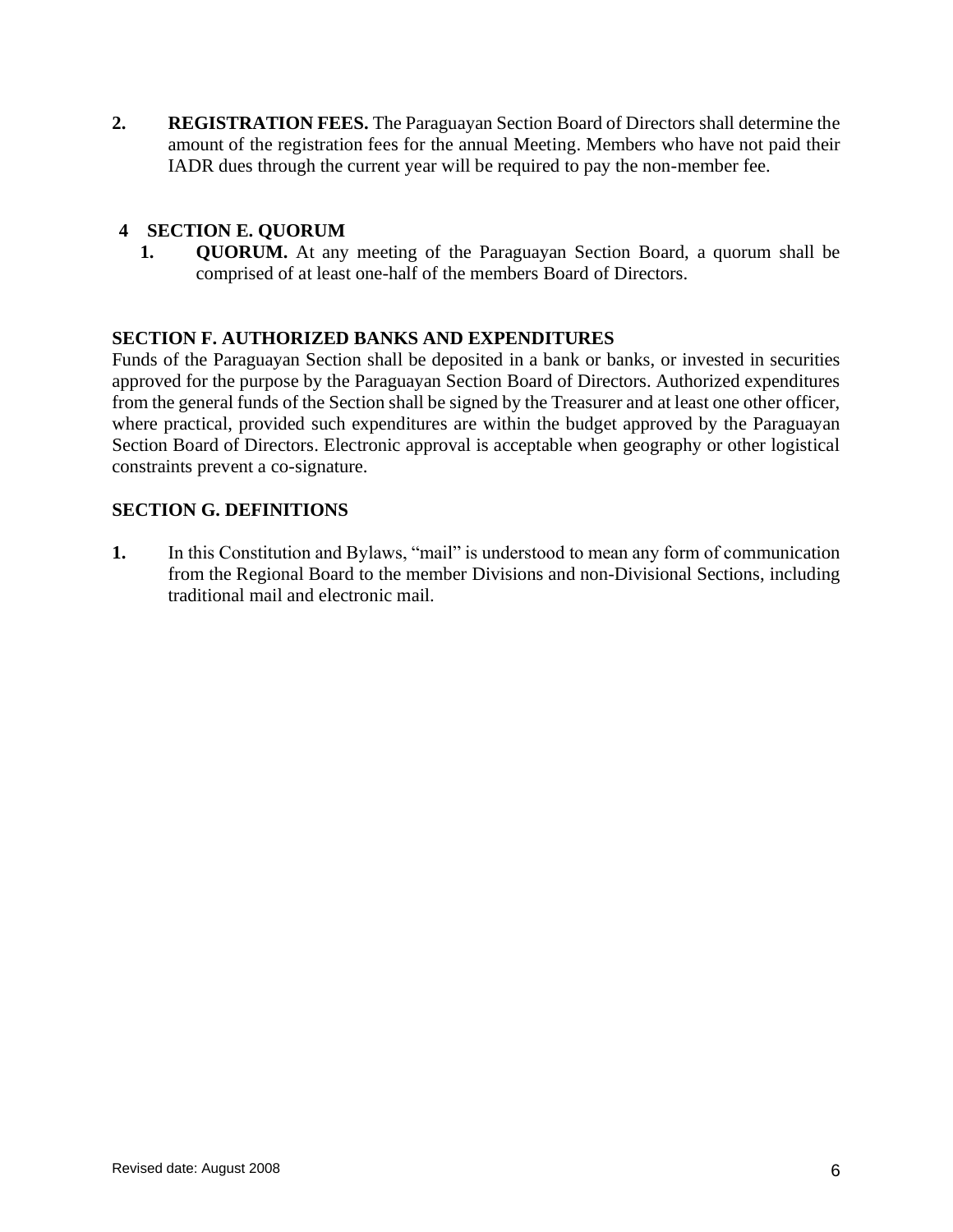2. **REGISTRATION FEES.** The Paraguayan Section Board of Directors shall determine the amount of the registration fees for the annual Meeting. Members who have not paid their IADR dues through the current year will be required to pay the non-member fee.

## 4 SECTION E. QUORUM

1. **QUORUM.** At any meeting of the Paraguayan Section Board, a quorum shall be comprised of at least one-half of the members Board of Directors.

## SECTION F. AUTHORIZED BANKS AND EXPENDITURES

Funds of the Paraguayan Section shall be deposited in a bank or banks, or invested in securities approved for the purpose by the Paraguayan Section Board of Directors. Authorized expenditures from the general funds of the Section shall be signed by the Treasurer and at least one other officer, where practical, provided such expenditures are within the budget approved by the Paraguayan Section Board of Directors. Electronic approval is acceptable when geography or other logistical constraints prevent a co-signature.

## SECTION G. DEFINITIONS

1. In this Constitution and Bylaws, "mail" is understood to mean any form of communication from the Regional Board to the member Divisions and non-Divisional Sections, including traditional mail and electronic mail.

Revised date: August 2008